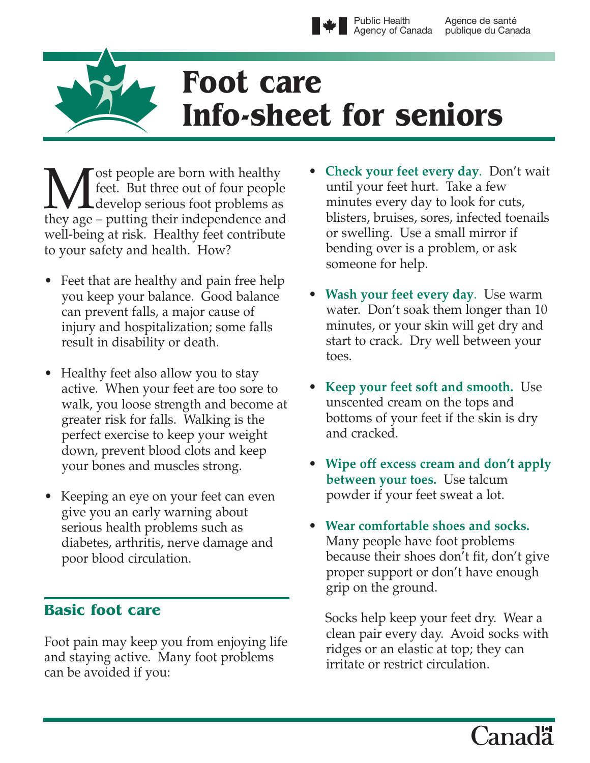Public Health Agency of Canada / Agence de santé publique du Canada

# Foot care Info-sheet for seniors

Most people are born with healthy feet. But three out of four people develop serious foot problems as they age – putting their independence and well-being at risk. Healthy feet contribute to your safety and health. How?

- Feet that are healthy and pain free help you keep your balance. Good balance can prevent falls, a major cause of injury and hospitalization; some falls result in disability or death.
- Healthy feet also allow you to stay active. When your feet are too sore to walk, you loose strength and become at greater risk for falls. Walking is the perfect exercise to keep your weight down, prevent blood clots and keep your bones and muscles strong.
- Keeping an eye on your feet can even give you an early warning about serious health problems such as diabetes, arthritis, nerve damage and poor blood circulation.

## Basic foot care

Foot pain may keep you from enjoying life and staying active. Many foot problems can be avoided if you:

- **Check your feet every day**. Don't wait until your feet hurt. Take a few minutes every day to look for cuts, blisters, bruises, sores, infected toenails or swelling. Use a small mirror if bending over is a problem, or ask someone for help.
- **Wash your feet every day**. Use warm water. Don't soak them longer than 10 minutes, or your skin will get dry and start to crack. Dry well between your toes.
- **Keep your feet soft and smooth.** Use unscented cream on the tops and bottoms of your feet if the skin is dry and cracked.
- **Wipe off excess cream and don't apply between your toes.** Use talcum powder if your feet sweat a lot.
- **Wear comfortable shoes and socks.** Many people have foot problems because their shoes don't fit, don't give proper support or don't have enough grip on the ground.

  Socks help keep your feet dry. Wear a clean pair every day. Avoid socks with ridges or an elastic at top; they can irritate or restrict circulation.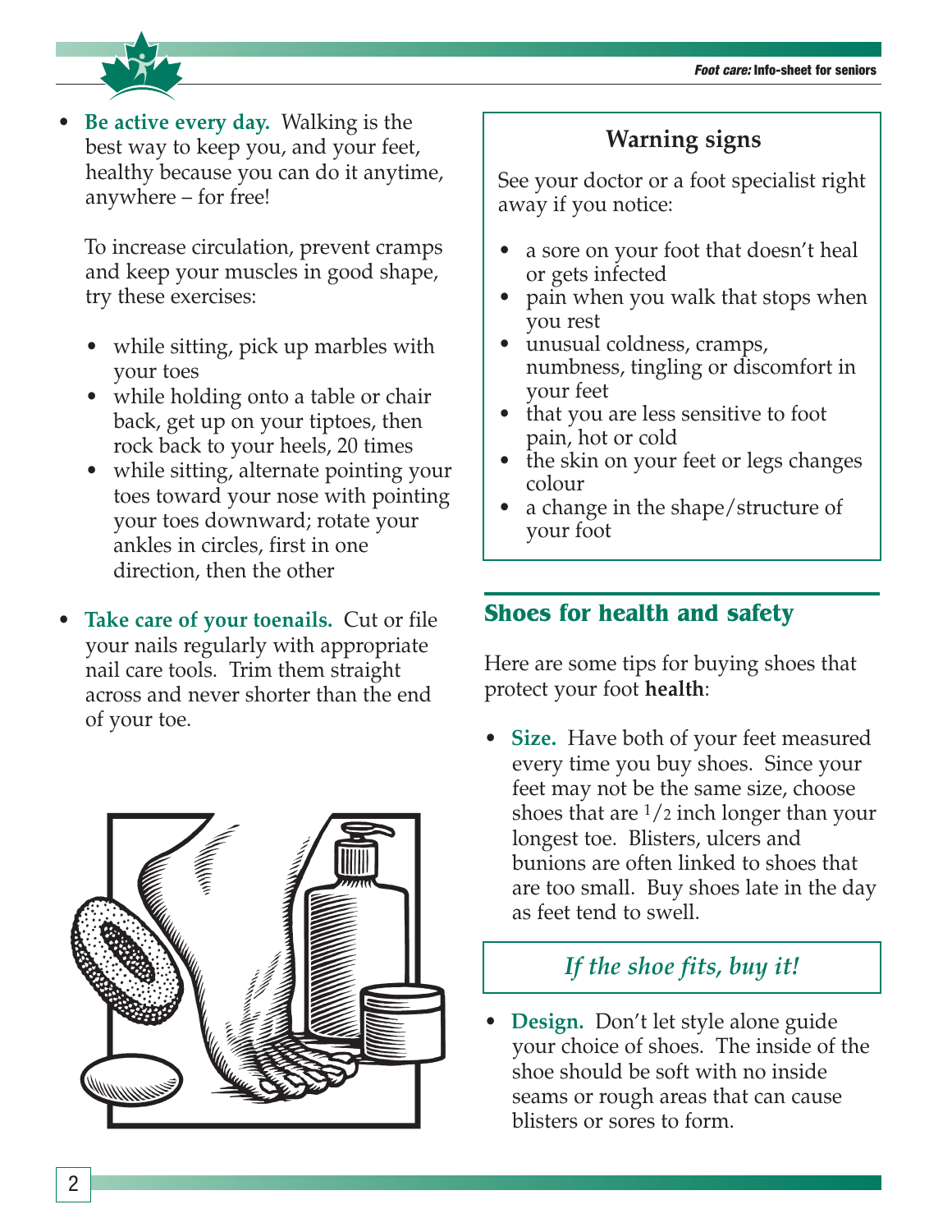- **Be active every day.** Walking is the best way to keep you, and your feet, healthy because you can do it anytime, anywhere – for free!

  To increase circulation, prevent cramps and keep your muscles in good shape, try these exercises:

  - while sitting, pick up marbles with your toes
  - while holding onto a table or chair back, get up on your tiptoes, then rock back to your heels, 20 times
  - while sitting, alternate pointing your toes toward your nose with pointing your toes downward; rotate your ankles in circles, first in one direction, then the other

- **Take care of your toenails.** Cut or file your nails regularly with appropriate nail care tools. Trim them straight across and never shorter than the end of your toe.

### Warning signs

See your doctor or a foot specialist right away if you notice:

- a sore on your foot that doesn't heal or gets infected
- pain when you walk that stops when you rest
- unusual coldness, cramps, numbness, tingling or discomfort in your feet
- that you are less sensitive to foot pain, hot or cold
- the skin on your feet or legs changes colour
- a change in the shape/structure of your foot

## Shoes for health and safety

Here are some tips for buying shoes that protect your foot **health**:

- **Size.** Have both of your feet measured every time you buy shoes. Since your feet may not be the same size, choose shoes that are 1/2 inch longer than your longest toe. Blisters, ulcers and bunions are often linked to shoes that are too small. Buy shoes late in the day as feet tend to swell.

*If the shoe fits, buy it!*

- **Design.** Don't let style alone guide your choice of shoes. The inside of the shoe should be soft with no inside seams or rough areas that can cause blisters or sores to form.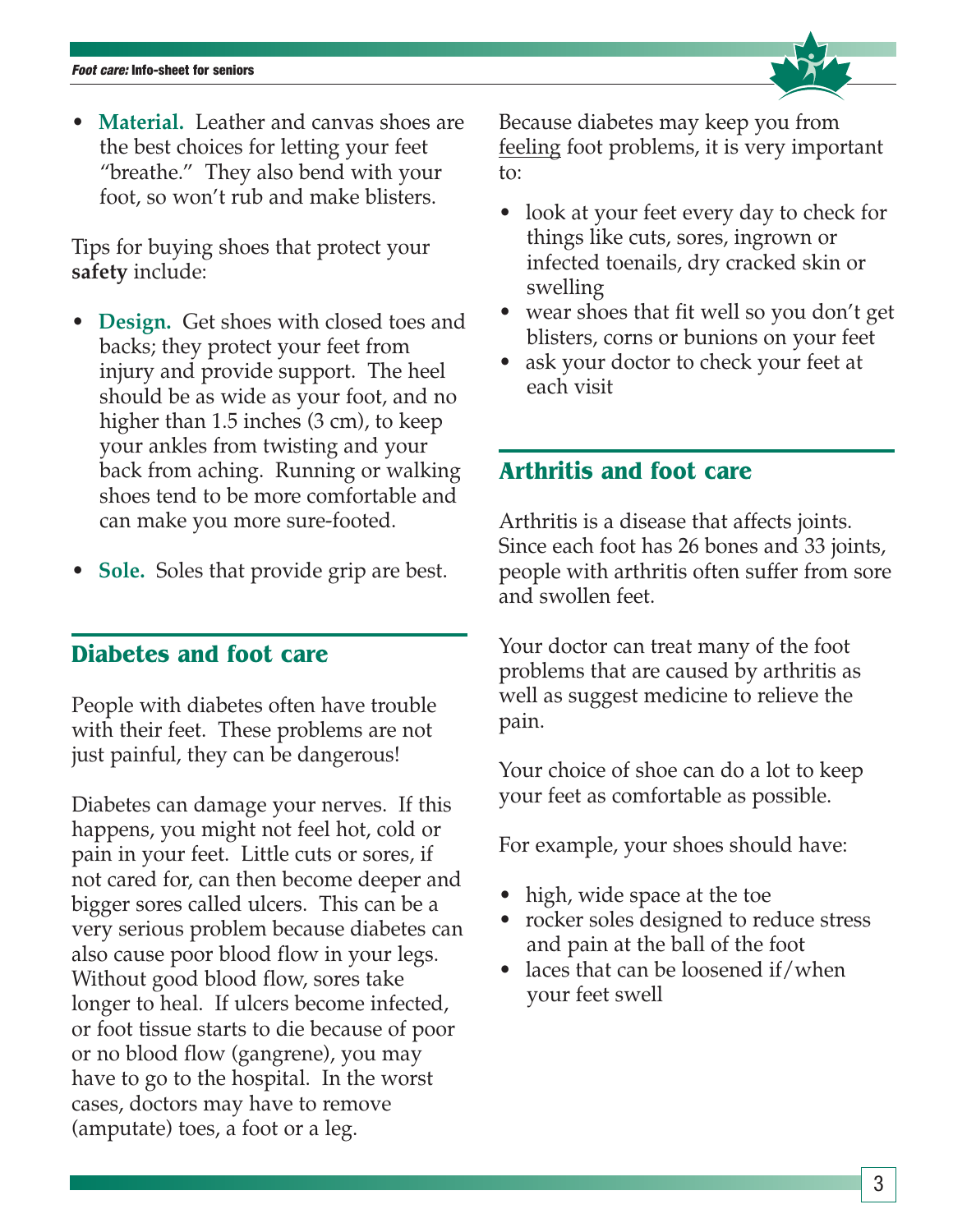- **Material.** Leather and canvas shoes are the best choices for letting your feet "breathe." They also bend with your foot, so won't rub and make blisters.

Tips for buying shoes that protect your **safety** include:

- **Design.** Get shoes with closed toes and backs; they protect your feet from injury and provide support. The heel should be as wide as your foot, and no higher than 1.5 inches (3 cm), to keep your ankles from twisting and your back from aching. Running or walking shoes tend to be more comfortable and can make you more sure-footed.

- **Sole.** Soles that provide grip are best.

## Diabetes and foot care

People with diabetes often have trouble with their feet. These problems are not just painful, they can be dangerous!

Diabetes can damage your nerves. If this happens, you might not feel hot, cold or pain in your feet. Little cuts or sores, if not cared for, can then become deeper and bigger sores called ulcers. This can be a very serious problem because diabetes can also cause poor blood flow in your legs. Without good blood flow, sores take longer to heal. If ulcers become infected, or foot tissue starts to die because of poor or no blood flow (gangrene), you may have to go to the hospital. In the worst cases, doctors may have to remove (amputate) toes, a foot or a leg.

Because diabetes may keep you from <u>feeling</u> foot problems, it is very important to:

- look at your feet every day to check for things like cuts, sores, ingrown or infected toenails, dry cracked skin or swelling
- wear shoes that fit well so you don't get blisters, corns or bunions on your feet
- ask your doctor to check your feet at each visit

## Arthritis and foot care

Arthritis is a disease that affects joints. Since each foot has 26 bones and 33 joints, people with arthritis often suffer from sore and swollen feet.

Your doctor can treat many of the foot problems that are caused by arthritis as well as suggest medicine to relieve the pain.

Your choice of shoe can do a lot to keep your feet as comfortable as possible.

For example, your shoes should have:

- high, wide space at the toe
- rocker soles designed to reduce stress and pain at the ball of the foot
- laces that can be loosened if/when your feet swell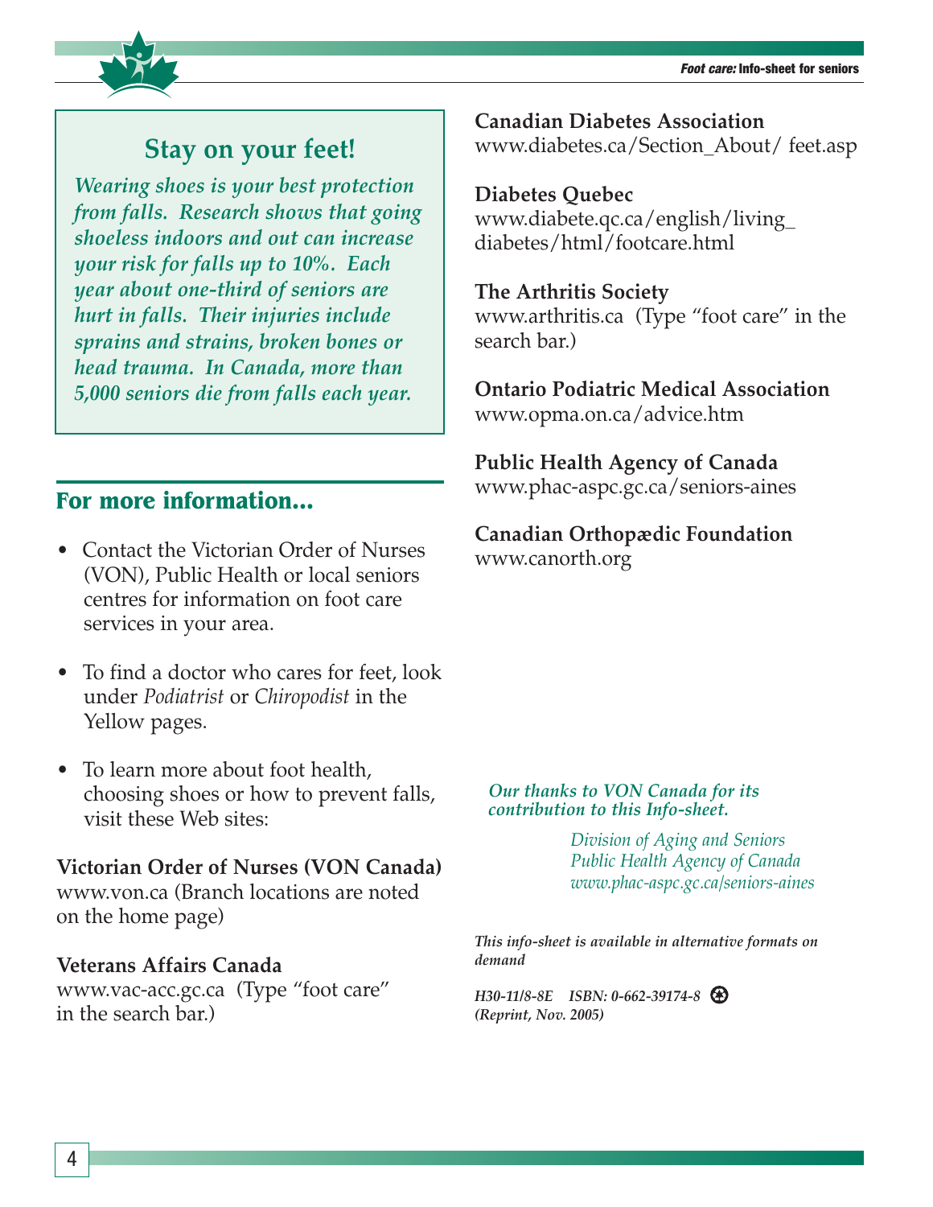## Stay on your feet!

*Wearing shoes is your best protection from falls. Research shows that going shoeless indoors and out can increase your risk for falls up to 10%. Each year about one-third of seniors are hurt in falls. Their injuries include sprains and strains, broken bones or head trauma. In Canada, more than 5,000 seniors die from falls each year.*

## For more information...

- Contact the Victorian Order of Nurses (VON), Public Health or local seniors centres for information on foot care services in your area.
- To find a doctor who cares for feet, look under *Podiatrist* or *Chiropodist* in the Yellow pages.
- To learn more about foot health, choosing shoes or how to prevent falls, visit these Web sites:

**Victorian Order of Nurses (VON Canada)**
www.von.ca (Branch locations are noted on the home page)

**Veterans Affairs Canada**
www.vac-acc.gc.ca (Type "foot care" in the search bar.)

**Canadian Diabetes Association**
www.diabetes.ca/Section_About/ feet.asp

**Diabetes Quebec**
www.diabete.qc.ca/english/living_diabetes/html/footcare.html

**The Arthritis Society**
www.arthritis.ca (Type "foot care" in the search bar.)

**Ontario Podiatric Medical Association**
www.opma.on.ca/advice.htm

**Public Health Agency of Canada**
www.phac-aspc.gc.ca/seniors-aines

**Canadian Orthopædic Foundation**
www.canorth.org

***Our thanks to VON Canada for its contribution to this Info-sheet.***

*Division of Aging and Seniors*
*Public Health Agency of Canada*
*www.phac-aspc.gc.ca/seniors-aines*

***This info-sheet is available in alternative formats on demand***

***H30-11/8-8E ISBN: 0-662-39174-8***
***(Reprint, Nov. 2005)***